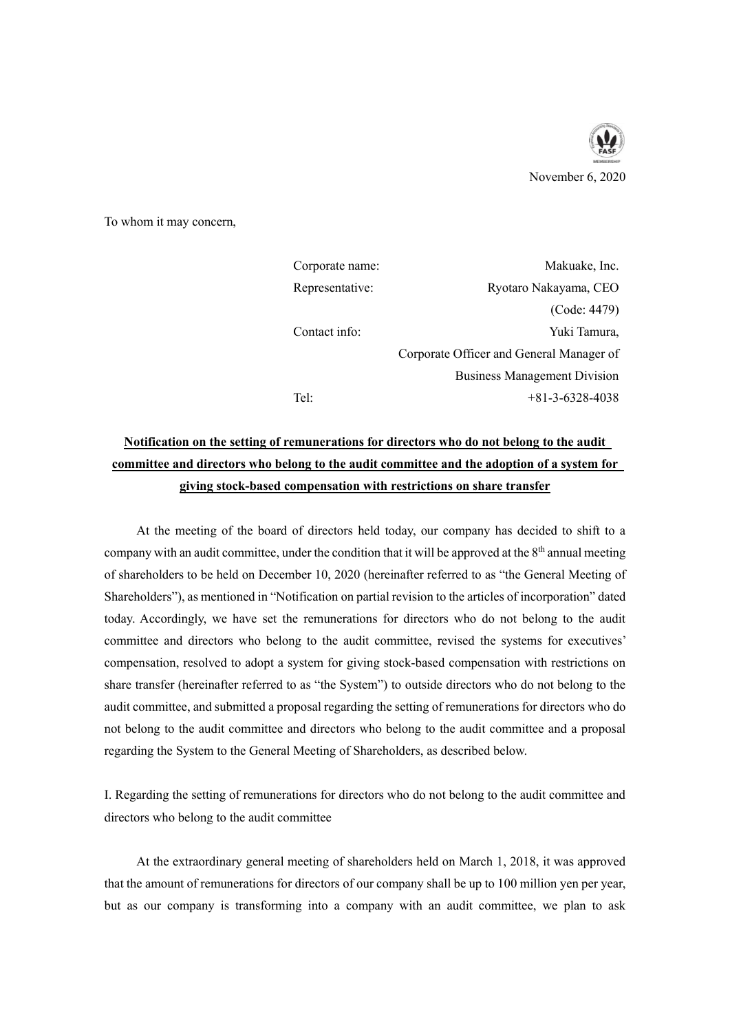November 6, 2020

To whom it may concern,

| | |
|---|---|
| Corporate name: | Makuake, Inc. |
| Representative: | Ryotaro Nakayama, CEO |
| | (Code: 4479) |
| Contact info: | Yuki Tamura, |
| | Corporate Officer and General Manager of |
| | Business Management Division |
| Tel: | +81-3-6328-4038 |

**Notification on the setting of remunerations for directors who do not belong to the audit committee and directors who belong to the audit committee and the adoption of a system for giving stock-based compensation with restrictions on share transfer**

At the meeting of the board of directors held today, our company has decided to shift to a company with an audit committee, under the condition that it will be approved at the 8th annual meeting of shareholders to be held on December 10, 2020 (hereinafter referred to as "the General Meeting of Shareholders"), as mentioned in "Notification on partial revision to the articles of incorporation" dated today. Accordingly, we have set the remunerations for directors who do not belong to the audit committee and directors who belong to the audit committee, revised the systems for executives' compensation, resolved to adopt a system for giving stock-based compensation with restrictions on share transfer (hereinafter referred to as "the System") to outside directors who do not belong to the audit committee, and submitted a proposal regarding the setting of remunerations for directors who do not belong to the audit committee and directors who belong to the audit committee and a proposal regarding the System to the General Meeting of Shareholders, as described below.

I. Regarding the setting of remunerations for directors who do not belong to the audit committee and directors who belong to the audit committee

At the extraordinary general meeting of shareholders held on March 1, 2018, it was approved that the amount of remunerations for directors of our company shall be up to 100 million yen per year, but as our company is transforming into a company with an audit committee, we plan to ask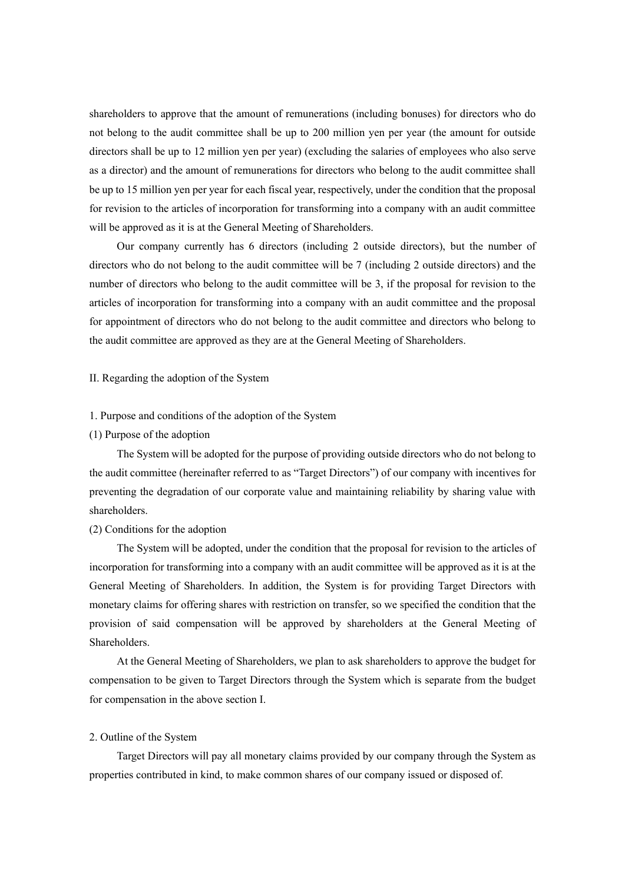shareholders to approve that the amount of remunerations (including bonuses) for directors who do not belong to the audit committee shall be up to 200 million yen per year (the amount for outside directors shall be up to 12 million yen per year) (excluding the salaries of employees who also serve as a director) and the amount of remunerations for directors who belong to the audit committee shall be up to 15 million yen per year for each fiscal year, respectively, under the condition that the proposal for revision to the articles of incorporation for transforming into a company with an audit committee will be approved as it is at the General Meeting of Shareholders.

Our company currently has 6 directors (including 2 outside directors), but the number of directors who do not belong to the audit committee will be 7 (including 2 outside directors) and the number of directors who belong to the audit committee will be 3, if the proposal for revision to the articles of incorporation for transforming into a company with an audit committee and the proposal for appointment of directors who do not belong to the audit committee and directors who belong to the audit committee are approved as they are at the General Meeting of Shareholders.

## II. Regarding the adoption of the System

### 1. Purpose and conditions of the adoption of the System

#### (1) Purpose of the adoption

The System will be adopted for the purpose of providing outside directors who do not belong to the audit committee (hereinafter referred to as "Target Directors") of our company with incentives for preventing the degradation of our corporate value and maintaining reliability by sharing value with shareholders.

#### (2) Conditions for the adoption

The System will be adopted, under the condition that the proposal for revision to the articles of incorporation for transforming into a company with an audit committee will be approved as it is at the General Meeting of Shareholders. In addition, the System is for providing Target Directors with monetary claims for offering shares with restriction on transfer, so we specified the condition that the provision of said compensation will be approved by shareholders at the General Meeting of Shareholders.

At the General Meeting of Shareholders, we plan to ask shareholders to approve the budget for compensation to be given to Target Directors through the System which is separate from the budget for compensation in the above section I.

### 2. Outline of the System

Target Directors will pay all monetary claims provided by our company through the System as properties contributed in kind, to make common shares of our company issued or disposed of.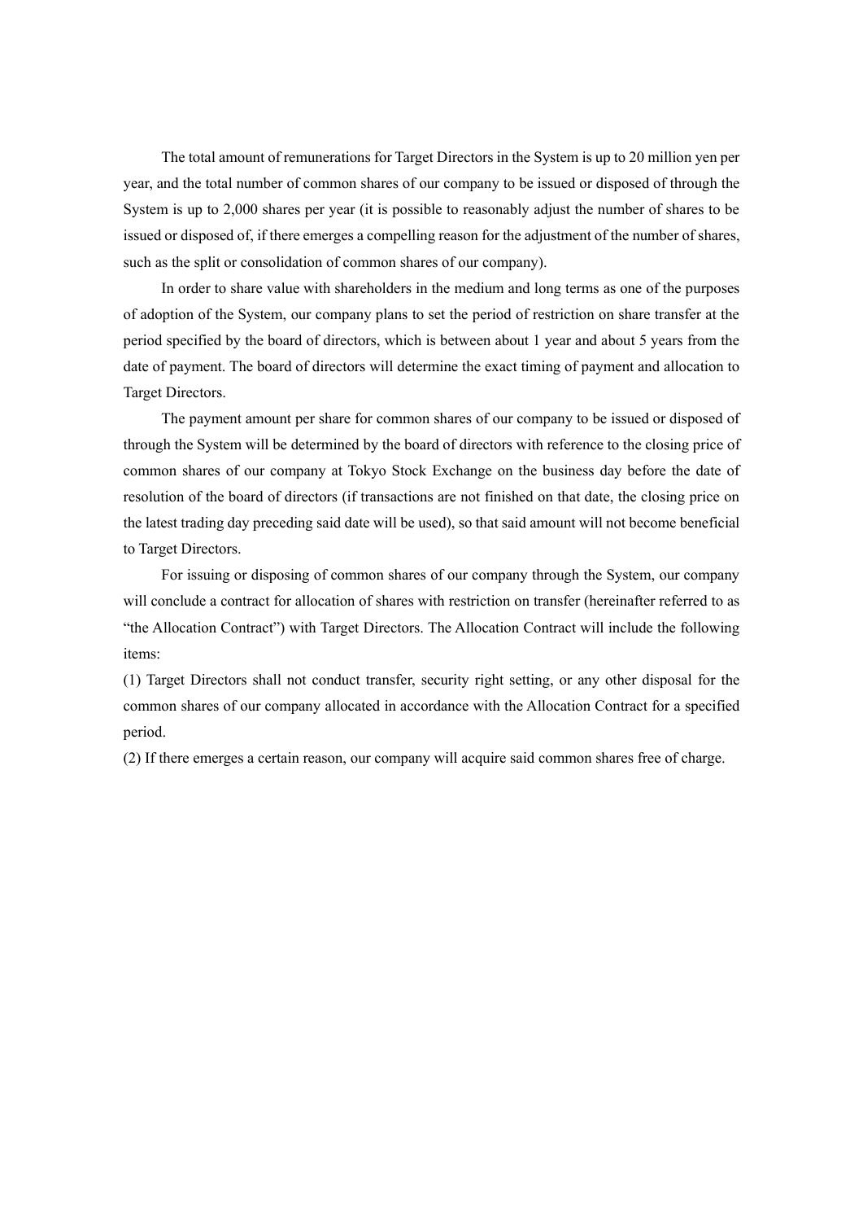The total amount of remunerations for Target Directors in the System is up to 20 million yen per year, and the total number of common shares of our company to be issued or disposed of through the System is up to 2,000 shares per year (it is possible to reasonably adjust the number of shares to be issued or disposed of, if there emerges a compelling reason for the adjustment of the number of shares, such as the split or consolidation of common shares of our company).

In order to share value with shareholders in the medium and long terms as one of the purposes of adoption of the System, our company plans to set the period of restriction on share transfer at the period specified by the board of directors, which is between about 1 year and about 5 years from the date of payment. The board of directors will determine the exact timing of payment and allocation to Target Directors.

The payment amount per share for common shares of our company to be issued or disposed of through the System will be determined by the board of directors with reference to the closing price of common shares of our company at Tokyo Stock Exchange on the business day before the date of resolution of the board of directors (if transactions are not finished on that date, the closing price on the latest trading day preceding said date will be used), so that said amount will not become beneficial to Target Directors.

For issuing or disposing of common shares of our company through the System, our company will conclude a contract for allocation of shares with restriction on transfer (hereinafter referred to as "the Allocation Contract") with Target Directors. The Allocation Contract will include the following items:

(1) Target Directors shall not conduct transfer, security right setting, or any other disposal for the common shares of our company allocated in accordance with the Allocation Contract for a specified period.

(2) If there emerges a certain reason, our company will acquire said common shares free of charge.